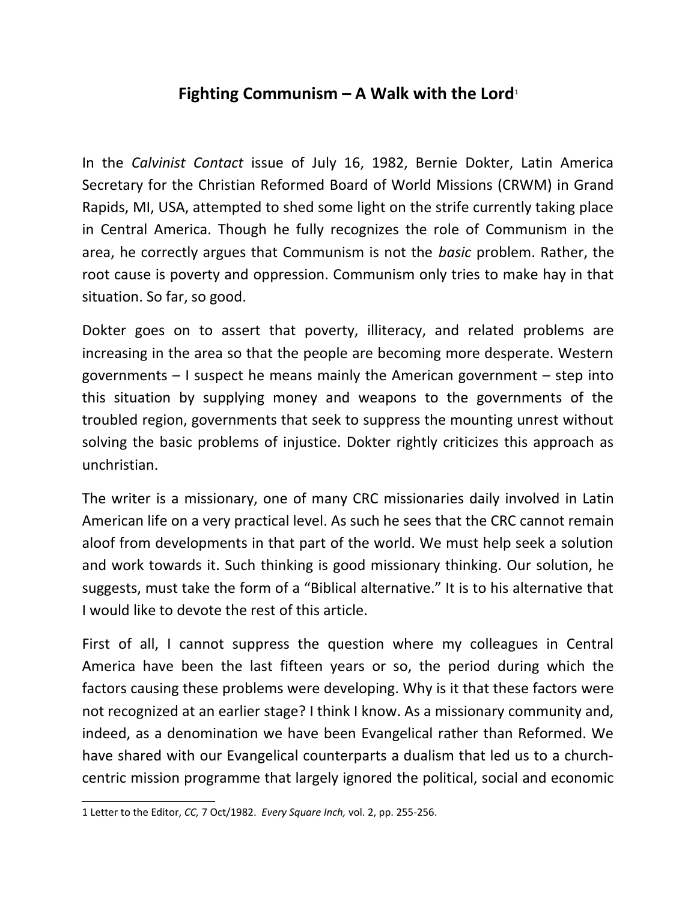# Fighting Communism – A Walk with the Lord[1]

In the *Calvinist Contact* issue of July 16, 1982, Bernie Dokter, Latin America Secretary for the Christian Reformed Board of World Missions (CRWM) in Grand Rapids, MI, USA, attempted to shed some light on the strife currently taking place in Central America. Though he fully recognizes the role of Communism in the area, he correctly argues that Communism is not the *basic* problem. Rather, the root cause is poverty and oppression. Communism only tries to make hay in that situation. So far, so good.

Dokter goes on to assert that poverty, illiteracy, and related problems are increasing in the area so that the people are becoming more desperate. Western governments – I suspect he means mainly the American government – step into this situation by supplying money and weapons to the governments of the troubled region, governments that seek to suppress the mounting unrest without solving the basic problems of injustice. Dokter rightly criticizes this approach as unchristian.

The writer is a missionary, one of many CRC missionaries daily involved in Latin American life on a very practical level. As such he sees that the CRC cannot remain aloof from developments in that part of the world. We must help seek a solution and work towards it. Such thinking is good missionary thinking. Our solution, he suggests, must take the form of a "Biblical alternative." It is to his alternative that I would like to devote the rest of this article.

First of all, I cannot suppress the question where my colleagues in Central America have been the last fifteen years or so, the period during which the factors causing these problems were developing. Why is it that these factors were not recognized at an earlier stage? I think I know. As a missionary community and, indeed, as a denomination we have been Evangelical rather than Reformed. We have shared with our Evangelical counterparts a dualism that led us to a church-centric mission programme that largely ignored the political, social and economic

---

1 Letter to the Editor, *CC,* 7 Oct/1982. *Every Square Inch,* vol. 2, pp. 255-256.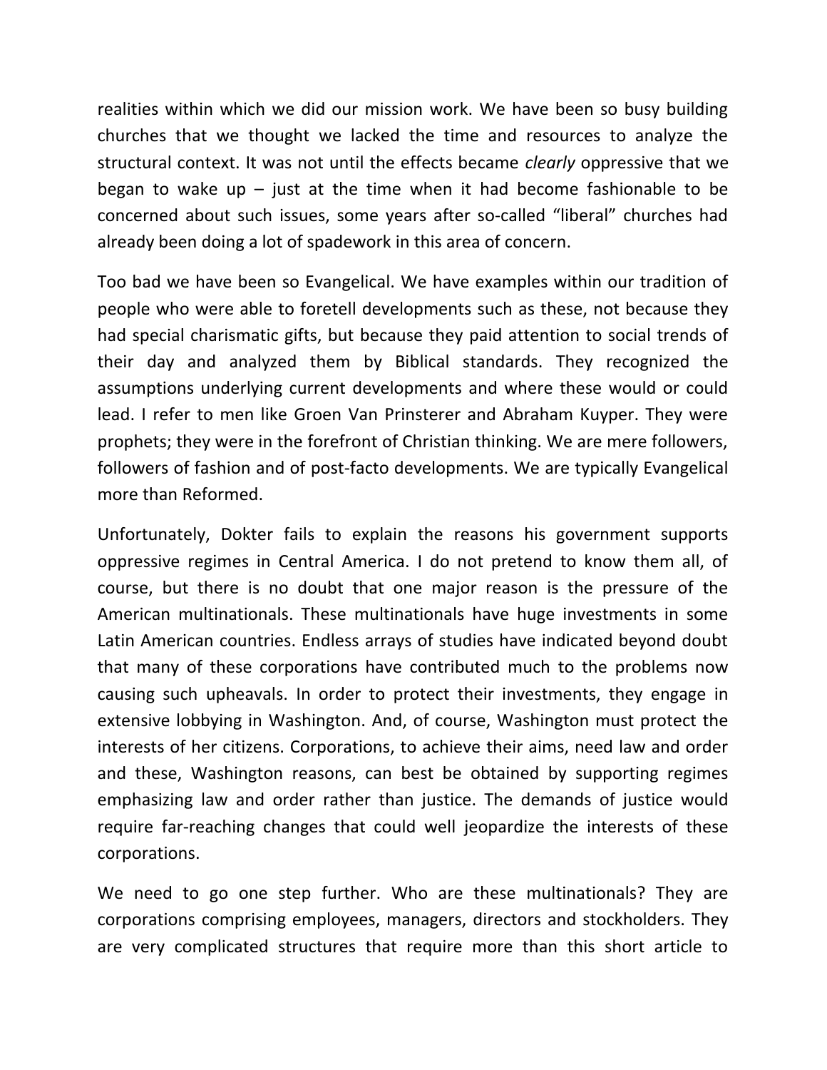realities within which we did our mission work. We have been so busy building churches that we thought we lacked the time and resources to analyze the structural context. It was not until the effects became *clearly* oppressive that we began to wake up – just at the time when it had become fashionable to be concerned about such issues, some years after so-called "liberal" churches had already been doing a lot of spadework in this area of concern.

Too bad we have been so Evangelical. We have examples within our tradition of people who were able to foretell developments such as these, not because they had special charismatic gifts, but because they paid attention to social trends of their day and analyzed them by Biblical standards. They recognized the assumptions underlying current developments and where these would or could lead. I refer to men like Groen Van Prinsterer and Abraham Kuyper. They were prophets; they were in the forefront of Christian thinking. We are mere followers, followers of fashion and of post-facto developments. We are typically Evangelical more than Reformed.

Unfortunately, Dokter fails to explain the reasons his government supports oppressive regimes in Central America. I do not pretend to know them all, of course, but there is no doubt that one major reason is the pressure of the American multinationals. These multinationals have huge investments in some Latin American countries. Endless arrays of studies have indicated beyond doubt that many of these corporations have contributed much to the problems now causing such upheavals. In order to protect their investments, they engage in extensive lobbying in Washington. And, of course, Washington must protect the interests of her citizens. Corporations, to achieve their aims, need law and order and these, Washington reasons, can best be obtained by supporting regimes emphasizing law and order rather than justice. The demands of justice would require far-reaching changes that could well jeopardize the interests of these corporations.

We need to go one step further. Who are these multinationals? They are corporations comprising employees, managers, directors and stockholders. They are very complicated structures that require more than this short article to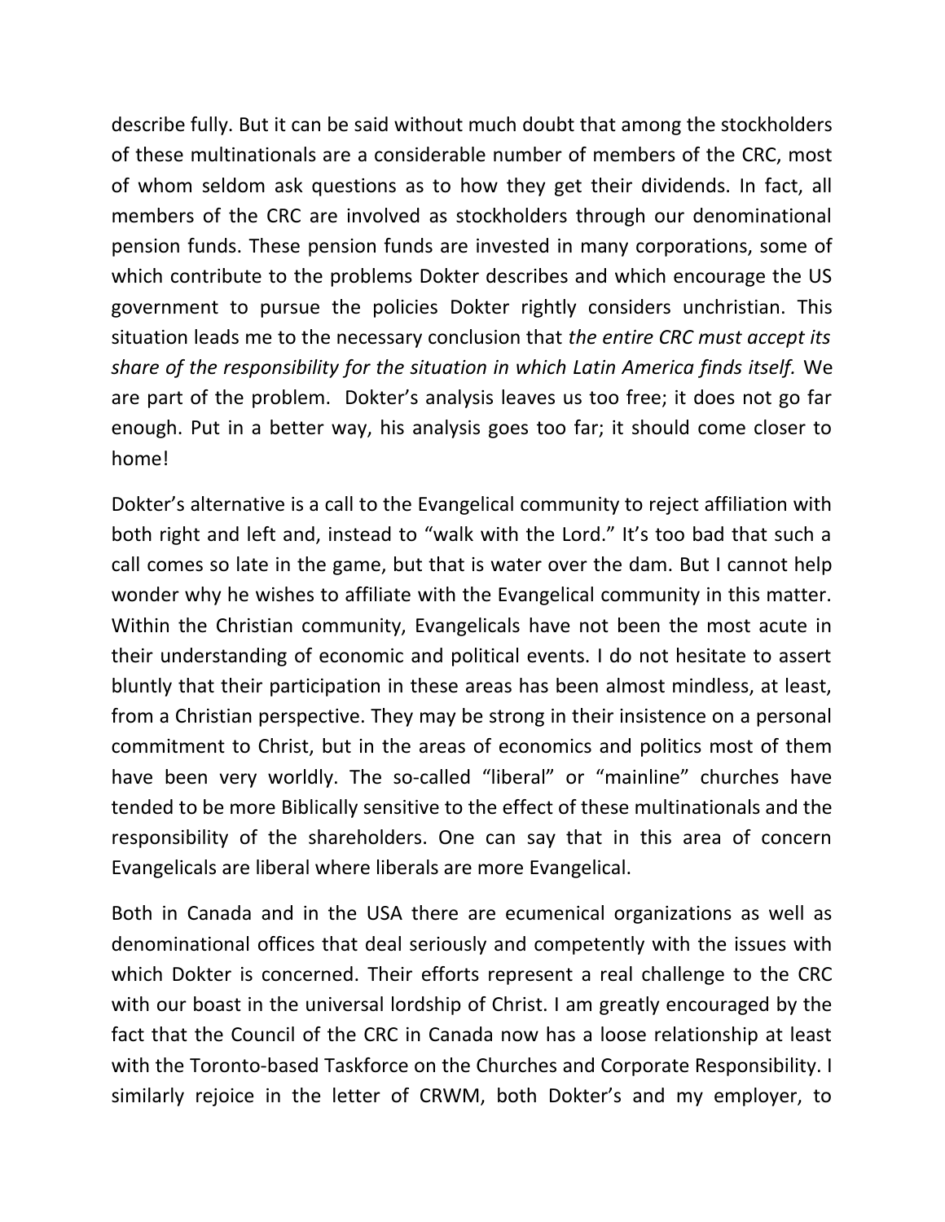describe fully. But it can be said without much doubt that among the stockholders of these multinationals are a considerable number of members of the CRC, most of whom seldom ask questions as to how they get their dividends. In fact, all members of the CRC are involved as stockholders through our denominational pension funds. These pension funds are invested in many corporations, some of which contribute to the problems Dokter describes and which encourage the US government to pursue the policies Dokter rightly considers unchristian. This situation leads me to the necessary conclusion that *the entire CRC must accept its share of the responsibility for the situation in which Latin America finds itself.* We are part of the problem. Dokter's analysis leaves us too free; it does not go far enough. Put in a better way, his analysis goes too far; it should come closer to home!

Dokter's alternative is a call to the Evangelical community to reject affiliation with both right and left and, instead to "walk with the Lord." It's too bad that such a call comes so late in the game, but that is water over the dam. But I cannot help wonder why he wishes to affiliate with the Evangelical community in this matter. Within the Christian community, Evangelicals have not been the most acute in their understanding of economic and political events. I do not hesitate to assert bluntly that their participation in these areas has been almost mindless, at least, from a Christian perspective. They may be strong in their insistence on a personal commitment to Christ, but in the areas of economics and politics most of them have been very worldly. The so-called "liberal" or "mainline" churches have tended to be more Biblically sensitive to the effect of these multinationals and the responsibility of the shareholders. One can say that in this area of concern Evangelicals are liberal where liberals are more Evangelical.

Both in Canada and in the USA there are ecumenical organizations as well as denominational offices that deal seriously and competently with the issues with which Dokter is concerned. Their efforts represent a real challenge to the CRC with our boast in the universal lordship of Christ. I am greatly encouraged by the fact that the Council of the CRC in Canada now has a loose relationship at least with the Toronto-based Taskforce on the Churches and Corporate Responsibility. I similarly rejoice in the letter of CRWM, both Dokter's and my employer, to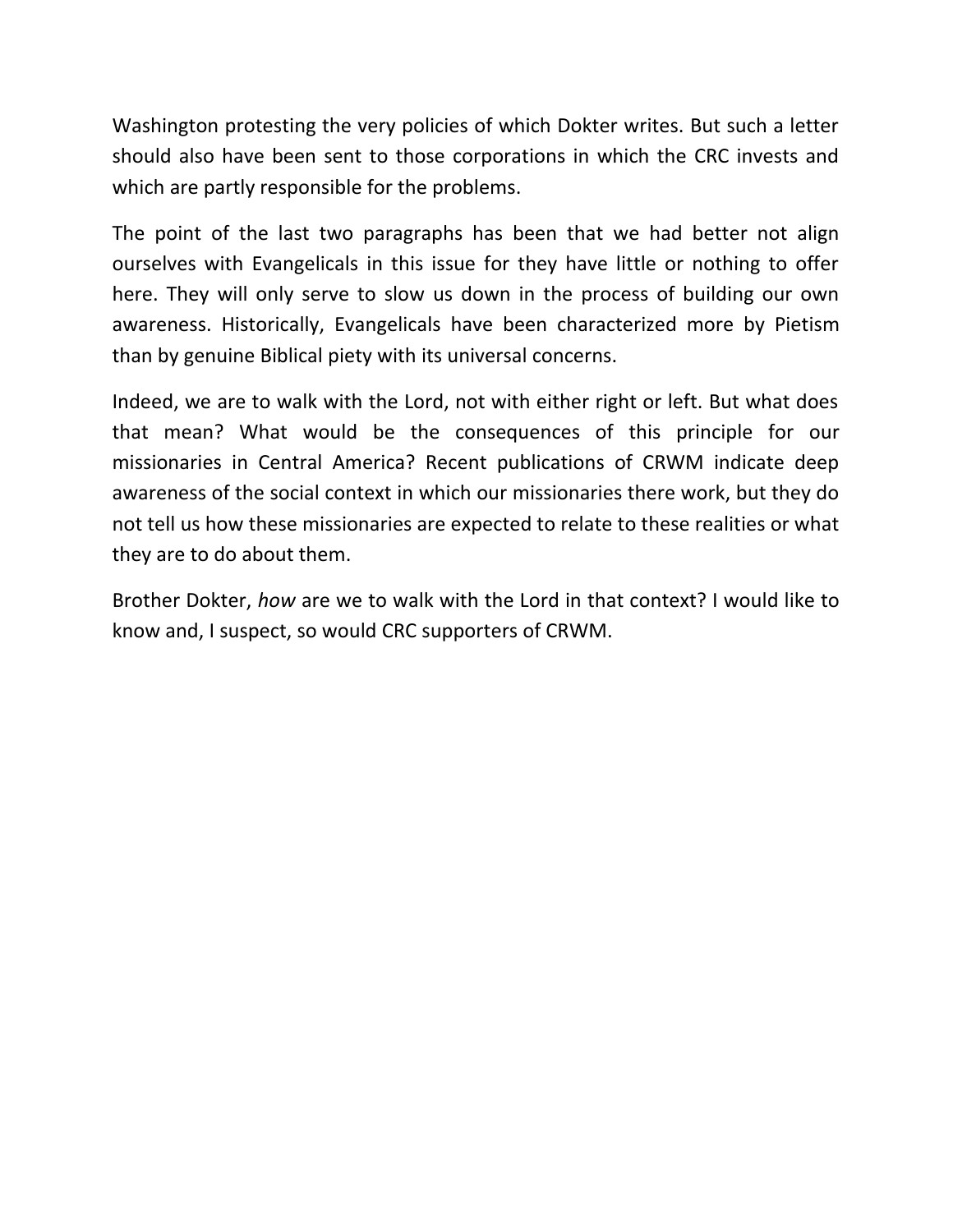Washington protesting the very policies of which Dokter writes. But such a letter should also have been sent to those corporations in which the CRC invests and which are partly responsible for the problems.

The point of the last two paragraphs has been that we had better not align ourselves with Evangelicals in this issue for they have little or nothing to offer here. They will only serve to slow us down in the process of building our own awareness. Historically, Evangelicals have been characterized more by Pietism than by genuine Biblical piety with its universal concerns.

Indeed, we are to walk with the Lord, not with either right or left. But what does that mean? What would be the consequences of this principle for our missionaries in Central America? Recent publications of CRWM indicate deep awareness of the social context in which our missionaries there work, but they do not tell us how these missionaries are expected to relate to these realities or what they are to do about them.

Brother Dokter, *how* are we to walk with the Lord in that context? I would like to know and, I suspect, so would CRC supporters of CRWM.